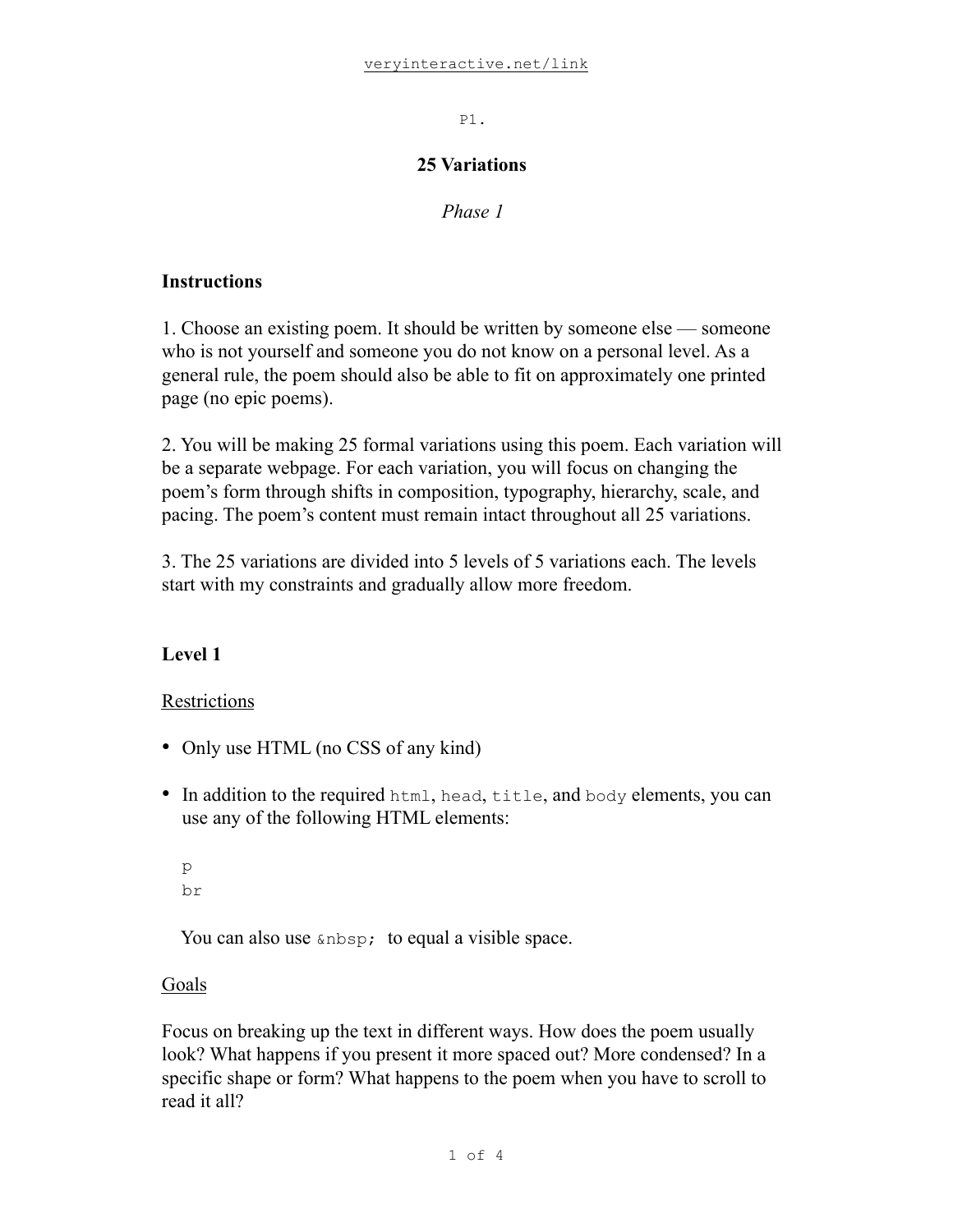P1.

# 25 Variations

*Phase 1*

## Instructions

1. Choose an existing poem. It should be written by someone else — someone who is not yourself and someone you do not know on a personal level. As a general rule, the poem should also be able to fit on approximately one printed page (no epic poems).

2. You will be making 25 formal variations using this poem. Each variation will be a separate webpage. For each variation, you will focus on changing the poem's form through shifts in composition, typography, hierarchy, scale, and pacing. The poem's content must remain intact throughout all 25 variations.

3. The 25 variations are divided into 5 levels of 5 variations each. The levels start with my constraints and gradually allow more freedom.

## Level 1

<u>Restrictions</u>

- Only use HTML (no CSS of any kind)
- In addition to the required `html`, `head`, `title`, and `body` elements, you can use any of the following HTML elements:

  ```
  p
  br
  ```

  You can also use `&nbsp;` to equal a visible space.

<u>Goals</u>

Focus on breaking up the text in different ways. How does the poem usually look? What happens if you present it more spaced out? More condensed? In a specific shape or form? What happens to the poem when you have to scroll to read it all?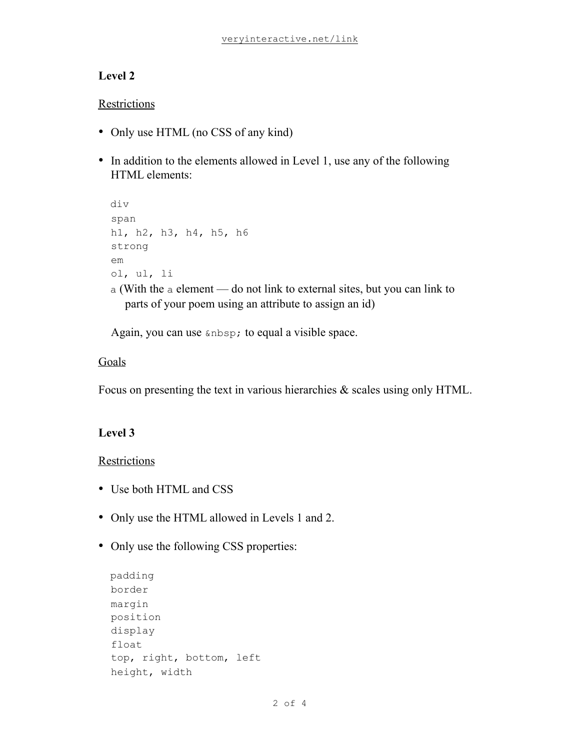**Level 2**

Restrictions

- Only use HTML (no CSS of any kind)
- In addition to the elements allowed in Level 1, use any of the following HTML elements:

  ```
  div
  span
  h1, h2, h3, h4, h5, h6
  strong
  em
  ol, ul, li
  ```

  `a` (With the `a` element — do not link to external sites, but you can link to parts of your poem using an attribute to assign an id)

  Again, you can use `&nbsp;` to equal a visible space.

Goals

Focus on presenting the text in various hierarchies & scales using only HTML.

**Level 3**

Restrictions

- Use both HTML and CSS
- Only use the HTML allowed in Levels 1 and 2.
- Only use the following CSS properties:

  ```
  padding
  border
  margin
  position
  display
  float
  top, right, bottom, left
  height, width
  ```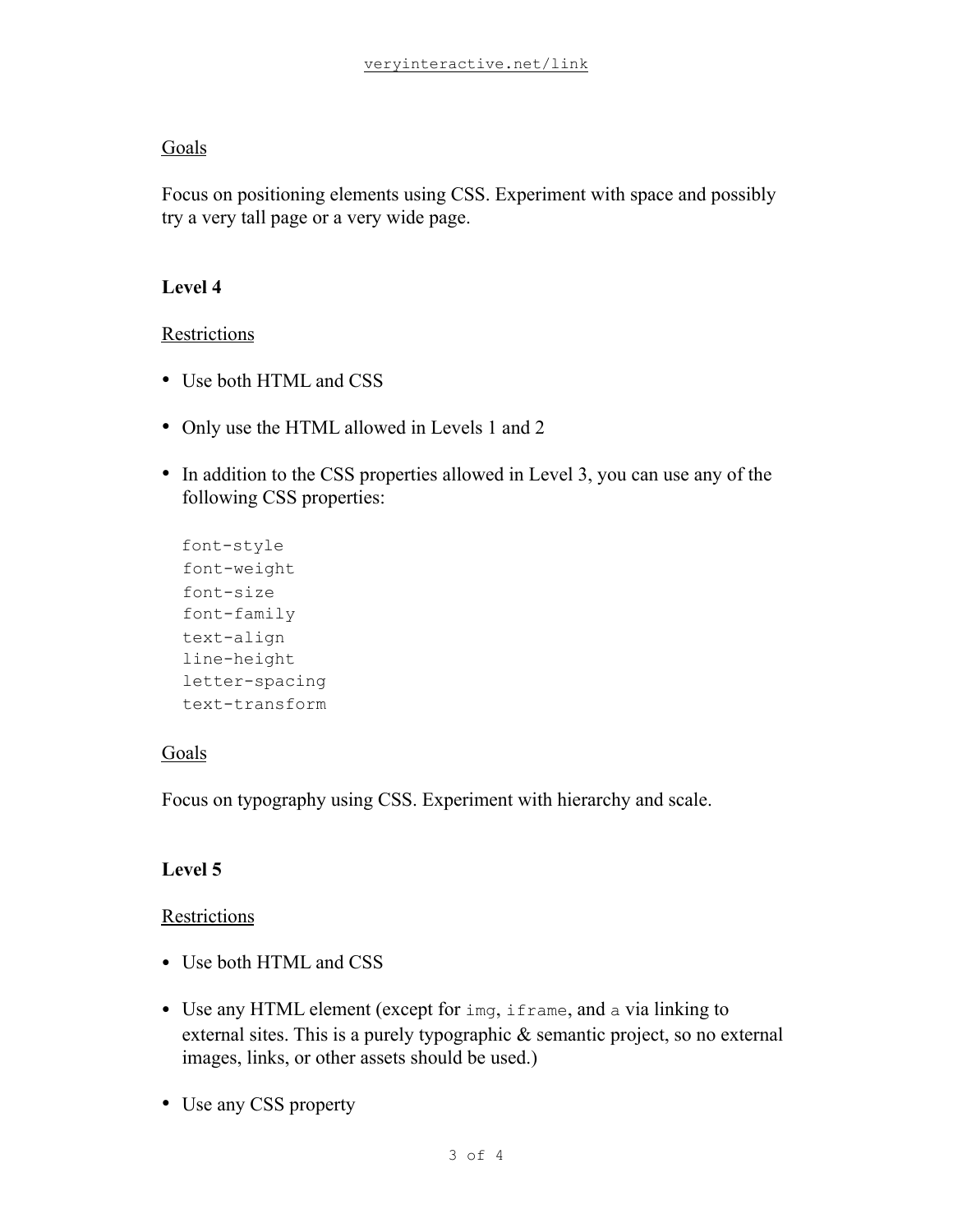Goals

Focus on positioning elements using CSS. Experiment with space and possibly try a very tall page or a very wide page.

**Level 4**

Restrictions

- Use both HTML and CSS
- Only use the HTML allowed in Levels 1 and 2
- In addition to the CSS properties allowed in Level 3, you can use any of the following CSS properties:

```
font-style
font-weight
font-size
font-family
text-align
line-height
letter-spacing
text-transform
```

Goals

Focus on typography using CSS. Experiment with hierarchy and scale.

**Level 5**

Restrictions

- Use both HTML and CSS
- Use any HTML element (except for `img`, `iframe`, and `a` via linking to external sites. This is a purely typographic & semantic project, so no external images, links, or other assets should be used.)
- Use any CSS property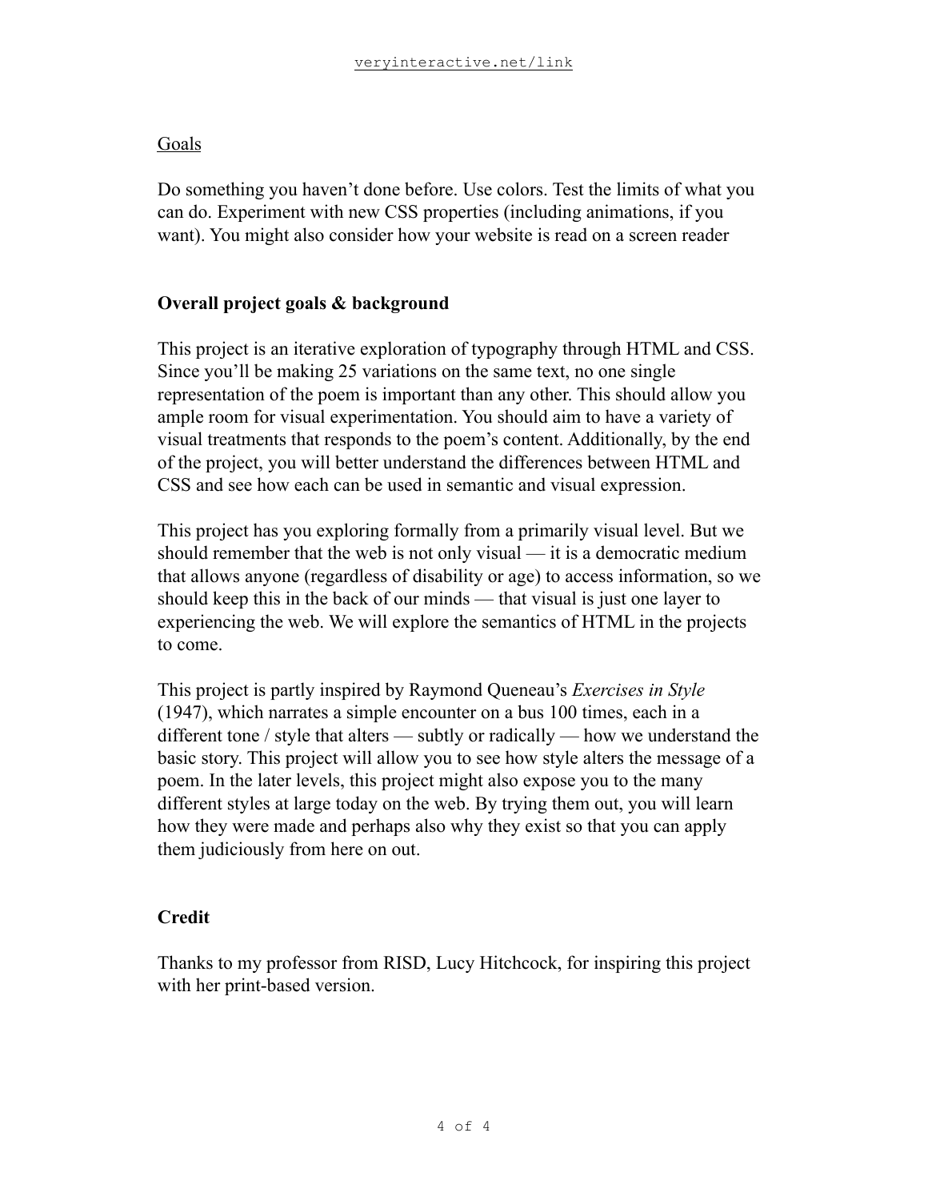Goals

Do something you haven't done before. Use colors. Test the limits of what you can do. Experiment with new CSS properties (including animations, if you want). You might also consider how your website is read on a screen reader

**Overall project goals & background**

This project is an iterative exploration of typography through HTML and CSS. Since you'll be making 25 variations on the same text, no one single representation of the poem is important than any other. This should allow you ample room for visual experimentation. You should aim to have a variety of visual treatments that responds to the poem's content. Additionally, by the end of the project, you will better understand the differences between HTML and CSS and see how each can be used in semantic and visual expression.

This project has you exploring formally from a primarily visual level. But we should remember that the web is not only visual — it is a democratic medium that allows anyone (regardless of disability or age) to access information, so we should keep this in the back of our minds — that visual is just one layer to experiencing the web. We will explore the semantics of HTML in the projects to come.

This project is partly inspired by Raymond Queneau's *Exercises in Style* (1947), which narrates a simple encounter on a bus 100 times, each in a different tone / style that alters — subtly or radically — how we understand the basic story. This project will allow you to see how style alters the message of a poem. In the later levels, this project might also expose you to the many different styles at large today on the web. By trying them out, you will learn how they were made and perhaps also why they exist so that you can apply them judiciously from here on out.

**Credit**

Thanks to my professor from RISD, Lucy Hitchcock, for inspiring this project with her print-based version.